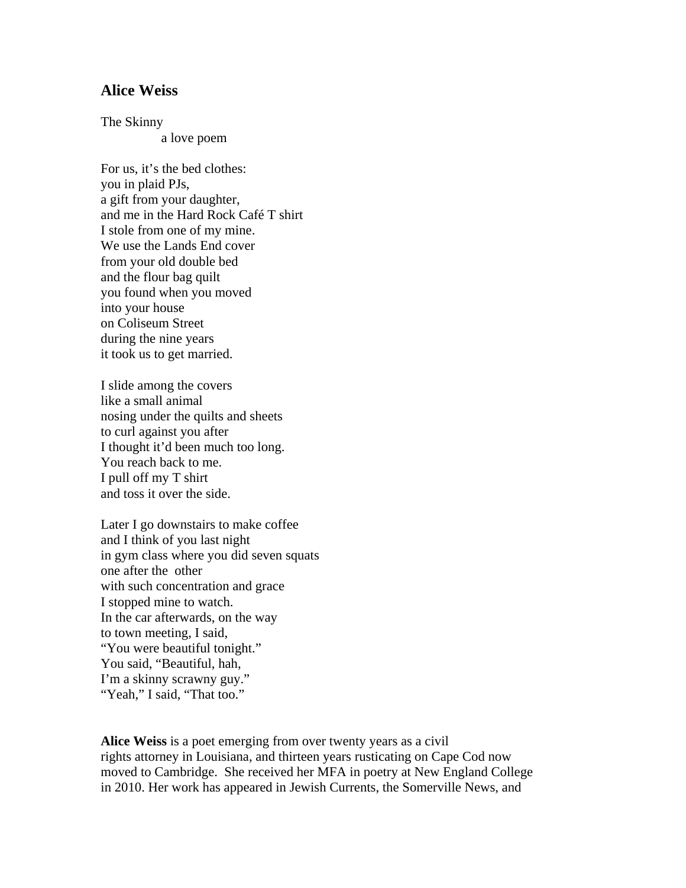## Alice Weiss

The Skinny
    a love poem

For us, it's the bed clothes:
you in plaid PJs,
a gift from your daughter,
and me in the Hard Rock Café T shirt
I stole from one of my mine.
We use the Lands End cover
from your old double bed
and the flour bag quilt
you found when you moved
into your house
on Coliseum Street
during the nine years
it took us to get married.

I slide among the covers
like a small animal
nosing under the quilts and sheets
to curl against you after
I thought it'd been much too long.
You reach back to me.
I pull off my T shirt
and toss it over the side.

Later I go downstairs to make coffee
and I think of you last night
in gym class where you did seven squats
one after the  other
with such concentration and grace
I stopped mine to watch.
In the car afterwards, on the way
to town meeting, I said,
"You were beautiful tonight."
You said, "Beautiful, hah,
I'm a skinny scrawny guy."
"Yeah," I said, "That too."

**Alice Weiss** is a poet emerging from over twenty years as a civil rights attorney in Louisiana, and thirteen years rusticating on Cape Cod now moved to Cambridge. She received her MFA in poetry at New England College in 2010. Her work has appeared in Jewish Currents, the Somerville News, and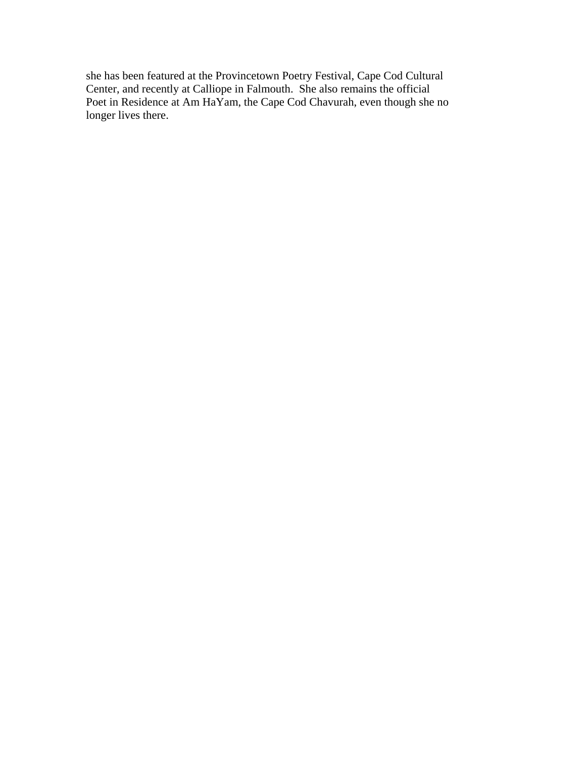she has been featured at the Provincetown Poetry Festival, Cape Cod Cultural Center, and recently at Calliope in Falmouth.  She also remains the official Poet in Residence at Am HaYam, the Cape Cod Chavurah, even though she no longer lives there.